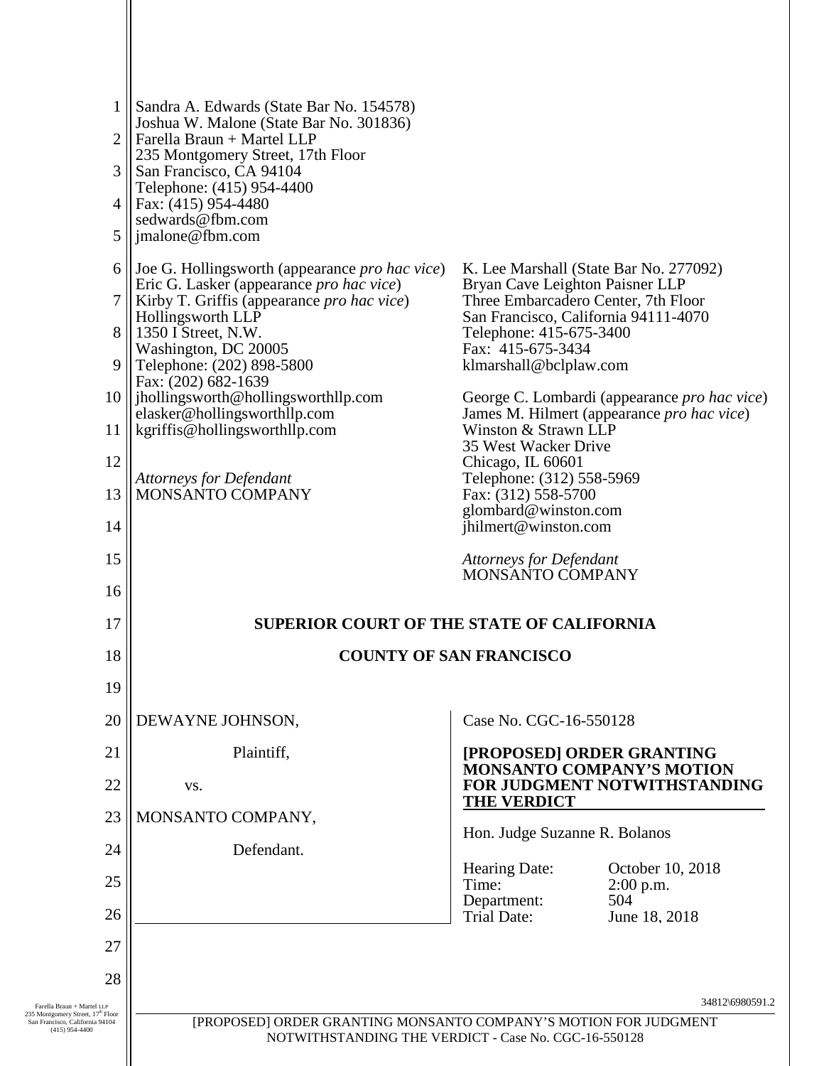Sandra A. Edwards (State Bar No. 154578)
Joshua W. Malone (State Bar No. 301836)
Farella Braun + Martel LLP
235 Montgomery Street, 17th Floor
San Francisco, CA 94104
Telephone: (415) 954-4400
Fax: (415) 954-4480
sedwards@fbm.com
jmalone@fbm.com

Joe G. Hollingsworth (appearance *pro hac vice*)
Eric G. Lasker (appearance *pro hac vice*)
Kirby T. Griffis (appearance *pro hac vice*)
Hollingsworth LLP
1350 I Street, N.W.
Washington, DC 20005
Telephone: (202) 898-5800
Fax: (202) 682-1639
jhollingsworth@hollingsworthllp.com
elasker@hollingsworthllp.com
kgriffis@hollingsworthllp.com

*Attorneys for Defendant*
MONSANTO COMPANY

K. Lee Marshall (State Bar No. 277092)
Bryan Cave Leighton Paisner LLP
Three Embarcadero Center, 7th Floor
San Francisco, California 94111-4070
Telephone: 415-675-3400
Fax: 415-675-3434
klmarshall@bclplaw.com

George C. Lombardi (appearance *pro hac vice*)
James M. Hilmert (appearance *pro hac vice*)
Winston & Strawn LLP
35 West Wacker Drive
Chicago, IL 60601
Telephone: (312) 558-5969
Fax: (312) 558-5700
glombardi@winston.com
jhilmert@winston.com

*Attorneys for Defendant*
MONSANTO COMPANY

**SUPERIOR COURT OF THE STATE OF CALIFORNIA**

**COUNTY OF SAN FRANCISCO**

DEWAYNE JOHNSON,

Plaintiff,

vs.

MONSANTO COMPANY,

Defendant.

Case No. CGC-16-550128

**[PROPOSED] ORDER GRANTING MONSANTO COMPANY'S MOTION FOR JUDGMENT NOTWITHSTANDING THE VERDICT**

Hon. Judge Suzanne R. Bolanos

| | |
|---|---|
| Hearing Date: | October 10, 2018 |
| Time: | 2:00 p.m. |
| Department: | 504 |
| Trial Date: | June 18, 2018 |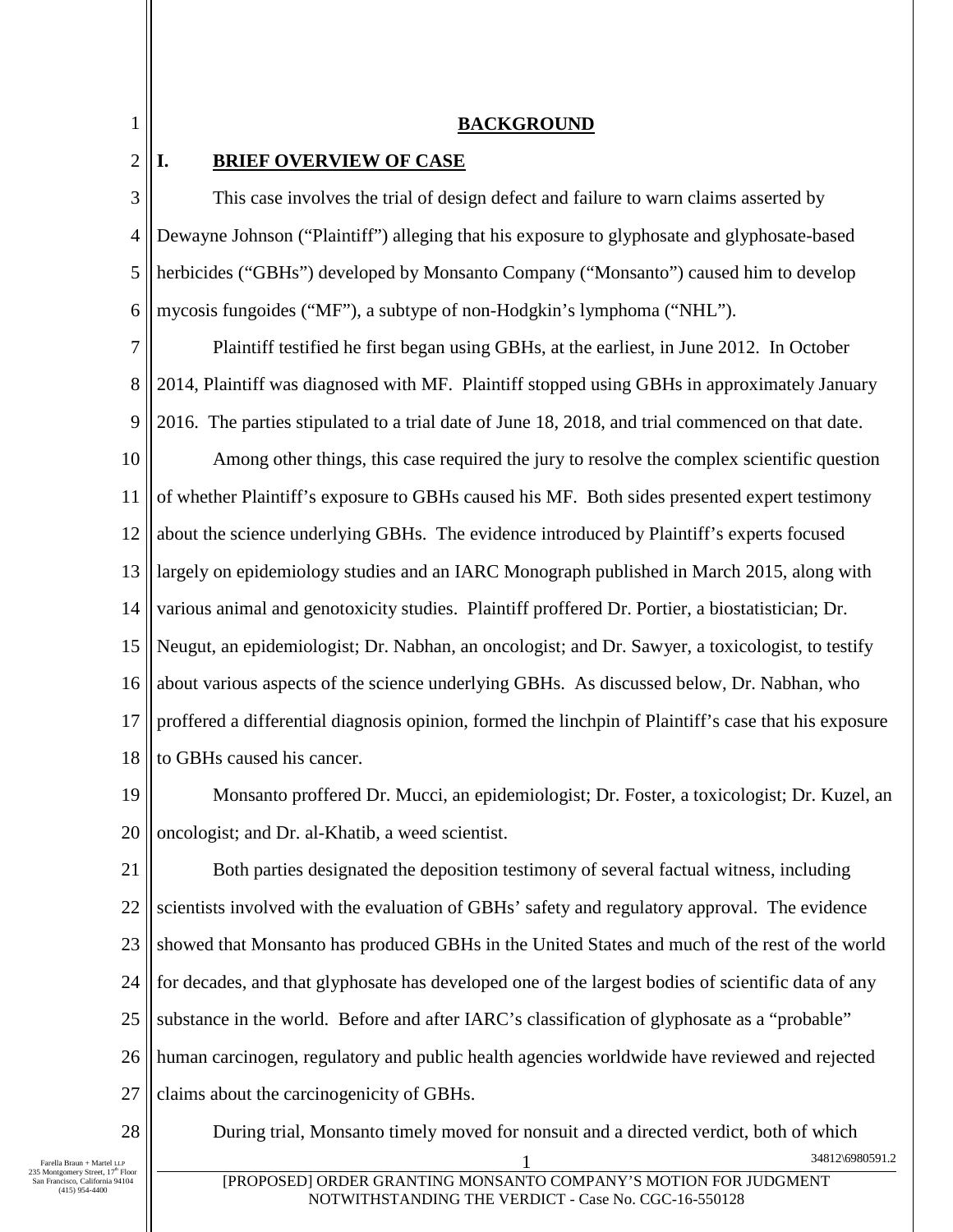## BACKGROUND

### I. BRIEF OVERVIEW OF CASE

This case involves the trial of design defect and failure to warn claims asserted by Dewayne Johnson ("Plaintiff") alleging that his exposure to glyphosate and glyphosate-based herbicides ("GBHs") developed by Monsanto Company ("Monsanto") caused him to develop mycosis fungoides ("MF"), a subtype of non-Hodgkin's lymphoma ("NHL").

Plaintiff testified he first began using GBHs, at the earliest, in June 2012. In October 2014, Plaintiff was diagnosed with MF. Plaintiff stopped using GBHs in approximately January 2016. The parties stipulated to a trial date of June 18, 2018, and trial commenced on that date.

Among other things, this case required the jury to resolve the complex scientific question of whether Plaintiff's exposure to GBHs caused his MF. Both sides presented expert testimony about the science underlying GBHs. The evidence introduced by Plaintiff's experts focused largely on epidemiology studies and an IARC Monograph published in March 2015, along with various animal and genotoxicity studies. Plaintiff proffered Dr. Portier, a biostatistician; Dr. Neugut, an epidemiologist; Dr. Nabhan, an oncologist; and Dr. Sawyer, a toxicologist, to testify about various aspects of the science underlying GBHs. As discussed below, Dr. Nabhan, who proffered a differential diagnosis opinion, formed the linchpin of Plaintiff's case that his exposure to GBHs caused his cancer.

Monsanto proffered Dr. Mucci, an epidemiologist; Dr. Foster, a toxicologist; Dr. Kuzel, an oncologist; and Dr. al-Khatib, a weed scientist.

Both parties designated the deposition testimony of several factual witness, including scientists involved with the evaluation of GBHs' safety and regulatory approval. The evidence showed that Monsanto has produced GBHs in the United States and much of the rest of the world for decades, and that glyphosate has developed one of the largest bodies of scientific data of any substance in the world. Before and after IARC's classification of glyphosate as a "probable" human carcinogen, regulatory and public health agencies worldwide have reviewed and rejected claims about the carcinogenicity of GBHs.

During trial, Monsanto timely moved for nonsuit and a directed verdict, both of which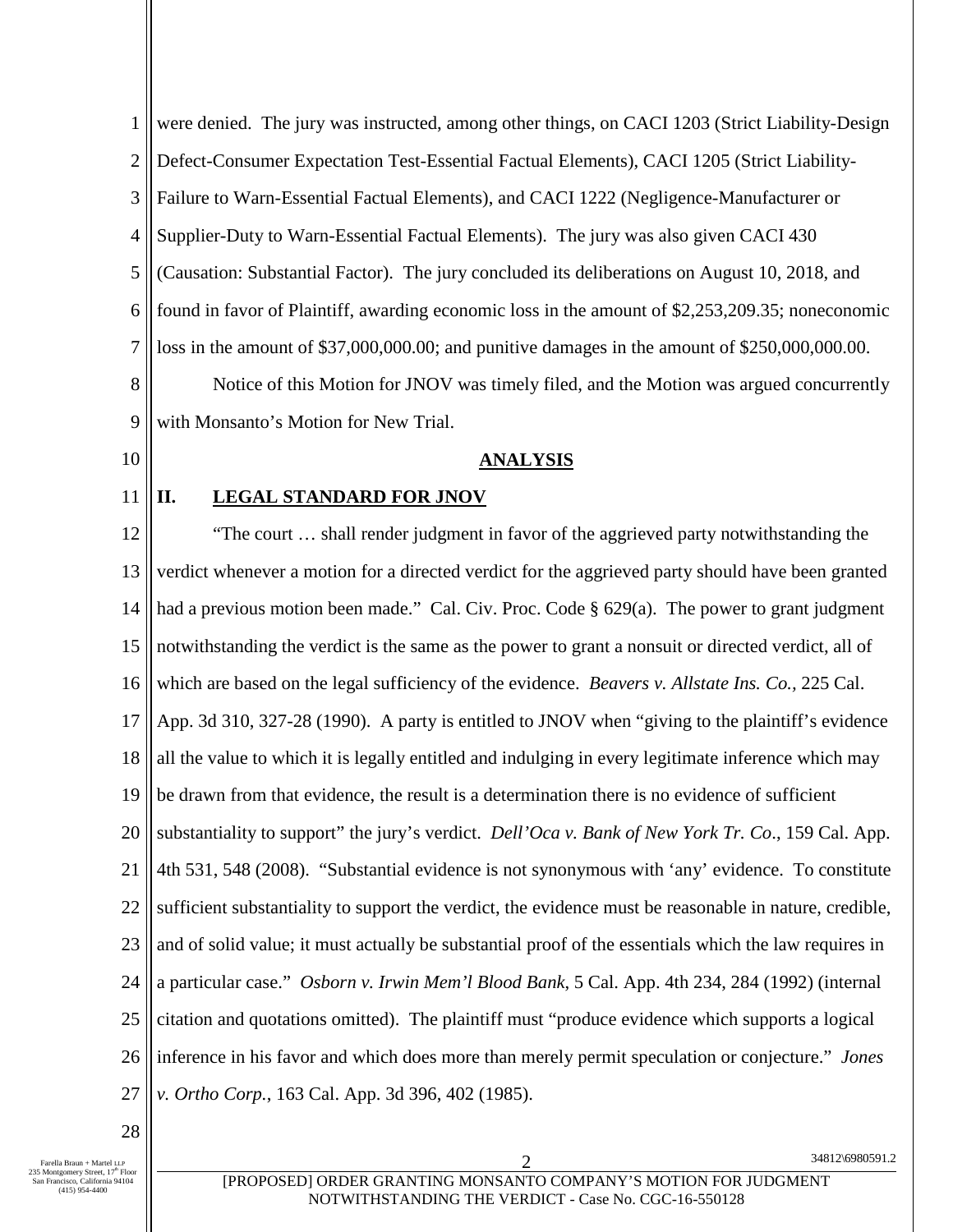were denied. The jury was instructed, among other things, on CACI 1203 (Strict Liability-Design Defect-Consumer Expectation Test-Essential Factual Elements), CACI 1205 (Strict Liability-Failure to Warn-Essential Factual Elements), and CACI 1222 (Negligence-Manufacturer or Supplier-Duty to Warn-Essential Factual Elements). The jury was also given CACI 430 (Causation: Substantial Factor). The jury concluded its deliberations on August 10, 2018, and found in favor of Plaintiff, awarding economic loss in the amount of $2,253,209.35; noneconomic loss in the amount of $37,000,000.00; and punitive damages in the amount of $250,000,000.00.

Notice of this Motion for JNOV was timely filed, and the Motion was argued concurrently with Monsanto's Motion for New Trial.

## ANALYSIS

## II. LEGAL STANDARD FOR JNOV

"The court … shall render judgment in favor of the aggrieved party notwithstanding the verdict whenever a motion for a directed verdict for the aggrieved party should have been granted had a previous motion been made." Cal. Civ. Proc. Code § 629(a). The power to grant judgment notwithstanding the verdict is the same as the power to grant a nonsuit or directed verdict, all of which are based on the legal sufficiency of the evidence. *Beavers v. Allstate Ins. Co.,* 225 Cal. App. 3d 310, 327-28 (1990). A party is entitled to JNOV when "giving to the plaintiff's evidence all the value to which it is legally entitled and indulging in every legitimate inference which may be drawn from that evidence, the result is a determination there is no evidence of sufficient substantiality to support" the jury's verdict. *Dell'Oca v. Bank of New York Tr. Co*., 159 Cal. App. 4th 531, 548 (2008). "Substantial evidence is not synonymous with 'any' evidence. To constitute sufficient substantiality to support the verdict, the evidence must be reasonable in nature, credible, and of solid value; it must actually be substantial proof of the essentials which the law requires in a particular case." *Osborn v. Irwin Mem'l Blood Bank*, 5 Cal. App. 4th 234, 284 (1992) (internal citation and quotations omitted). The plaintiff must "produce evidence which supports a logical inference in his favor and which does more than merely permit speculation or conjecture." *Jones v. Ortho Corp.*, 163 Cal. App. 3d 396, 402 (1985).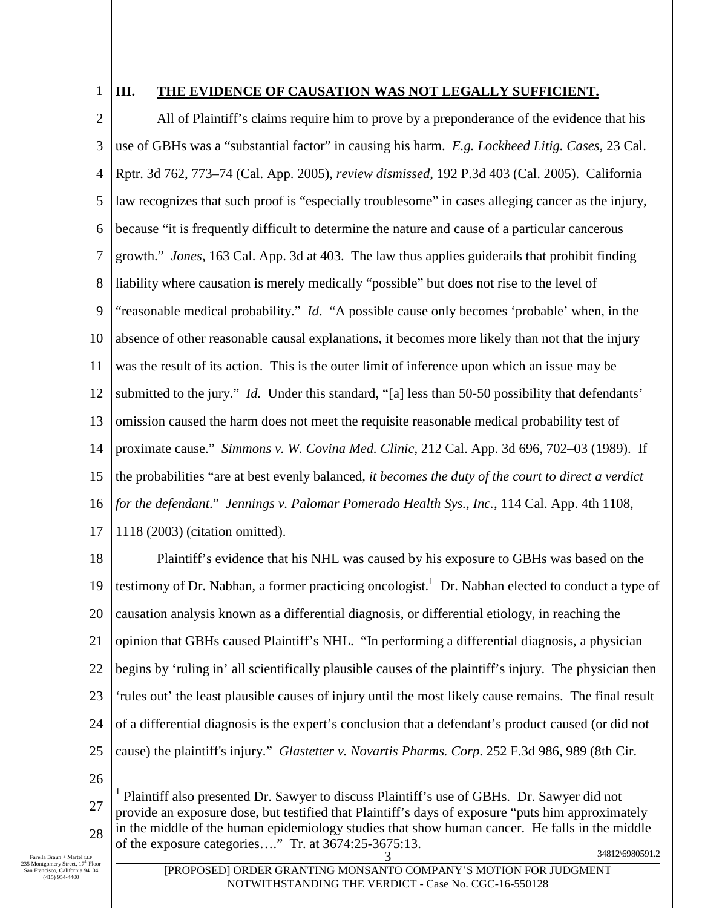## III. THE EVIDENCE OF CAUSATION WAS NOT LEGALLY SUFFICIENT.

All of Plaintiff's claims require him to prove by a preponderance of the evidence that his use of GBHs was a "substantial factor" in causing his harm. *E.g. Lockheed Litig. Cases*, 23 Cal. Rptr. 3d 762, 773–74 (Cal. App. 2005), *review dismissed*, 192 P.3d 403 (Cal. 2005). California law recognizes that such proof is "especially troublesome" in cases alleging cancer as the injury, because "it is frequently difficult to determine the nature and cause of a particular cancerous growth." *Jones*, 163 Cal. App. 3d at 403. The law thus applies guiderails that prohibit finding liability where causation is merely medically "possible" but does not rise to the level of "reasonable medical probability." *Id*. "A possible cause only becomes 'probable' when, in the absence of other reasonable causal explanations, it becomes more likely than not that the injury was the result of its action. This is the outer limit of inference upon which an issue may be submitted to the jury." *Id.* Under this standard, "[a] less than 50-50 possibility that defendants' omission caused the harm does not meet the requisite reasonable medical probability test of proximate cause." *Simmons v. W. Covina Med. Clinic*, 212 Cal. App. 3d 696, 702–03 (1989). If the probabilities "are at best evenly balanced, *it becomes the duty of the court to direct a verdict for the defendant*." *Jennings v. Palomar Pomerado Health Sys., Inc.*, 114 Cal. App. 4th 1108, 1118 (2003) (citation omitted).

Plaintiff's evidence that his NHL was caused by his exposure to GBHs was based on the testimony of Dr. Nabhan, a former practicing oncologist.[1] Dr. Nabhan elected to conduct a type of causation analysis known as a differential diagnosis, or differential etiology, in reaching the opinion that GBHs caused Plaintiff's NHL. "In performing a differential diagnosis, a physician begins by 'ruling in' all scientifically plausible causes of the plaintiff's injury. The physician then 'rules out' the least plausible causes of injury until the most likely cause remains. The final result of a differential diagnosis is the expert's conclusion that a defendant's product caused (or did not cause) the plaintiff's injury." *Glastetter v. Novartis Pharms. Corp*. 252 F.3d 986, 989 (8th Cir.

[1] Plaintiff also presented Dr. Sawyer to discuss Plaintiff's use of GBHs. Dr. Sawyer did not provide an exposure dose, but testified that Plaintiff's days of exposure "puts him approximately in the middle of the human epidemiology studies that show human cancer. He falls in the middle of the exposure categories…." Tr. at 3674:25-3675:13.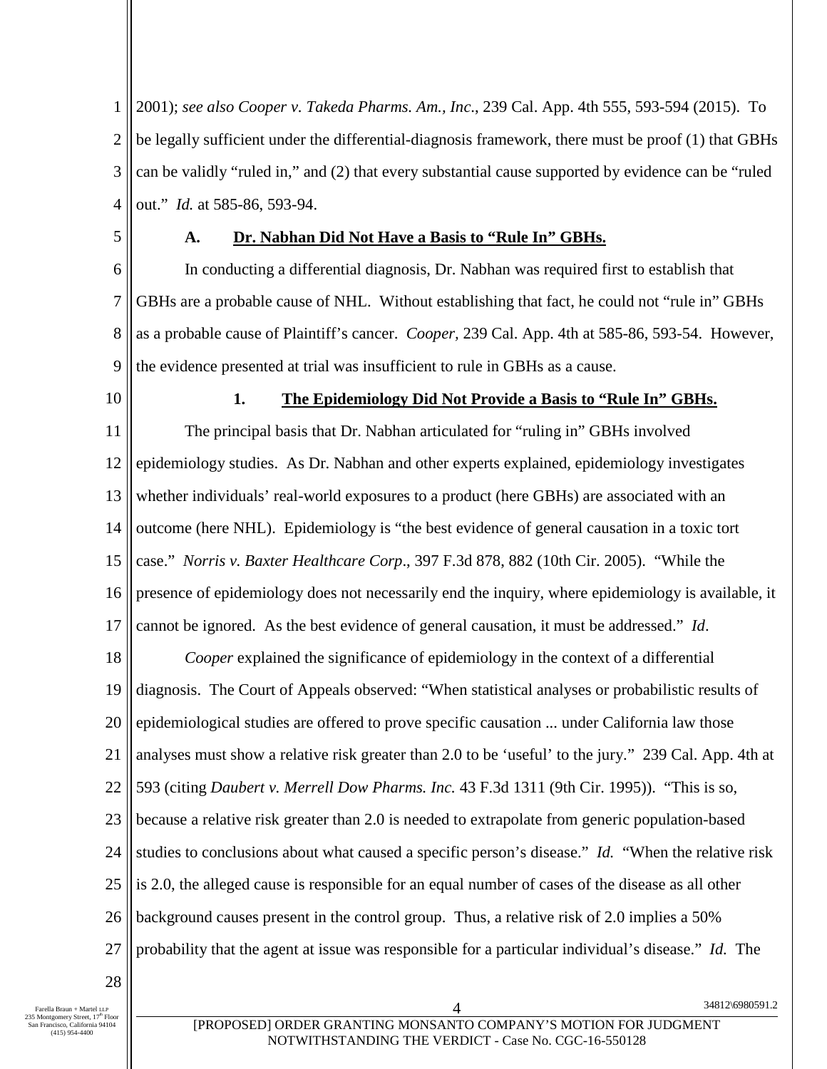2001); *see also Cooper v. Takeda Pharms. Am., Inc*., 239 Cal. App. 4th 555, 593-594 (2015). To be legally sufficient under the differential-diagnosis framework, there must be proof (1) that GBHs can be validly "ruled in," and (2) that every substantial cause supported by evidence can be "ruled out." *Id.* at 585-86, 593-94.

### A. Dr. Nabhan Did Not Have a Basis to "Rule In" GBHs.

In conducting a differential diagnosis, Dr. Nabhan was required first to establish that GBHs are a probable cause of NHL. Without establishing that fact, he could not "rule in" GBHs as a probable cause of Plaintiff's cancer. *Cooper*, 239 Cal. App. 4th at 585-86, 593-54. However, the evidence presented at trial was insufficient to rule in GBHs as a cause.

#### 1. The Epidemiology Did Not Provide a Basis to "Rule In" GBHs.

The principal basis that Dr. Nabhan articulated for "ruling in" GBHs involved epidemiology studies. As Dr. Nabhan and other experts explained, epidemiology investigates whether individuals' real-world exposures to a product (here GBHs) are associated with an outcome (here NHL). Epidemiology is "the best evidence of general causation in a toxic tort case." *Norris v. Baxter Healthcare Corp*., 397 F.3d 878, 882 (10th Cir. 2005). "While the presence of epidemiology does not necessarily end the inquiry, where epidemiology is available, it cannot be ignored. As the best evidence of general causation, it must be addressed." *Id*.

*Cooper* explained the significance of epidemiology in the context of a differential diagnosis. The Court of Appeals observed: "When statistical analyses or probabilistic results of epidemiological studies are offered to prove specific causation ... under California law those analyses must show a relative risk greater than 2.0 to be 'useful' to the jury." 239 Cal. App. 4th at 593 (citing *Daubert v. Merrell Dow Pharms. Inc.* 43 F.3d 1311 (9th Cir. 1995)). "This is so, because a relative risk greater than 2.0 is needed to extrapolate from generic population-based studies to conclusions about what caused a specific person's disease." *Id.* "When the relative risk is 2.0, the alleged cause is responsible for an equal number of cases of the disease as all other background causes present in the control group. Thus, a relative risk of 2.0 implies a 50% probability that the agent at issue was responsible for a particular individual's disease." *Id.* The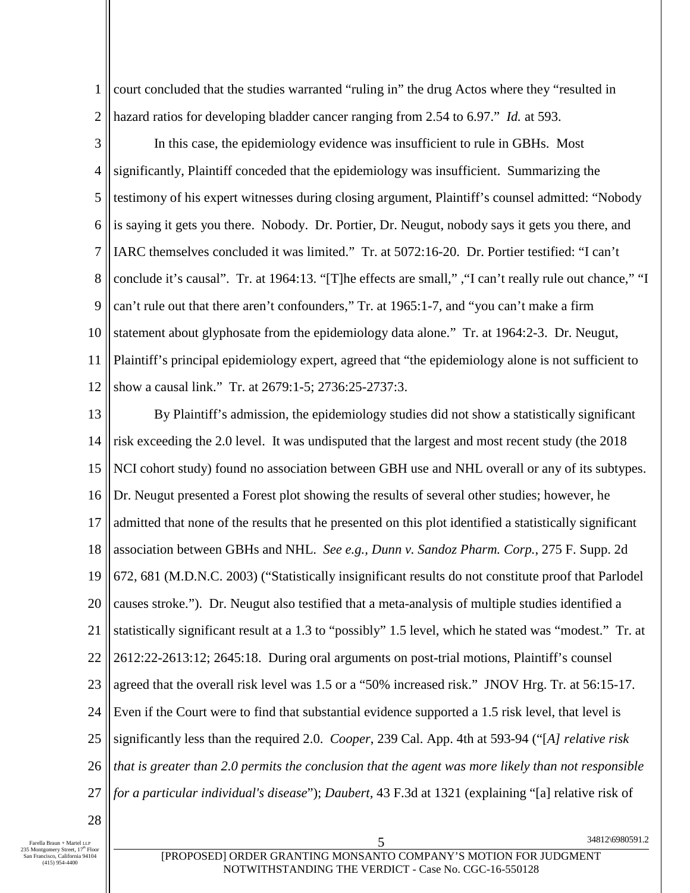court concluded that the studies warranted "ruling in" the drug Actos where they "resulted in hazard ratios for developing bladder cancer ranging from 2.54 to 6.97." *Id.* at 593.

In this case, the epidemiology evidence was insufficient to rule in GBHs. Most significantly, Plaintiff conceded that the epidemiology was insufficient. Summarizing the testimony of his expert witnesses during closing argument, Plaintiff's counsel admitted: "Nobody is saying it gets you there. Nobody. Dr. Portier, Dr. Neugut, nobody says it gets you there, and IARC themselves concluded it was limited." Tr. at 5072:16-20. Dr. Portier testified: "I can't conclude it's causal". Tr. at 1964:13. "[T]he effects are small," ,"I can't really rule out chance," "I can't rule out that there aren't confounders," Tr. at 1965:1-7, and "you can't make a firm statement about glyphosate from the epidemiology data alone." Tr. at 1964:2-3. Dr. Neugut, Plaintiff's principal epidemiology expert, agreed that "the epidemiology alone is not sufficient to show a causal link." Tr. at 2679:1-5; 2736:25-2737:3.

By Plaintiff's admission, the epidemiology studies did not show a statistically significant risk exceeding the 2.0 level. It was undisputed that the largest and most recent study (the 2018 NCI cohort study) found no association between GBH use and NHL overall or any of its subtypes. Dr. Neugut presented a Forest plot showing the results of several other studies; however, he admitted that none of the results that he presented on this plot identified a statistically significant association between GBHs and NHL. *See e.g., Dunn v. Sandoz Pharm. Corp.*, 275 F. Supp. 2d 672, 681 (M.D.N.C. 2003) ("Statistically insignificant results do not constitute proof that Parlodel causes stroke."). Dr. Neugut also testified that a meta-analysis of multiple studies identified a statistically significant result at a 1.3 to "possibly" 1.5 level, which he stated was "modest." Tr. at 2612:22-2613:12; 2645:18. During oral arguments on post-trial motions, Plaintiff's counsel agreed that the overall risk level was 1.5 or a "50% increased risk." JNOV Hrg. Tr. at 56:15-17. Even if the Court were to find that substantial evidence supported a 1.5 risk level, that level is significantly less than the required 2.0. *Cooper*, 239 Cal. App. 4th at 593-94 ("[*A] relative risk that is greater than 2.0 permits the conclusion that the agent was more likely than not responsible for a particular individual's disease*"); *Daubert*, 43 F.3d at 1321 (explaining "[a] relative risk of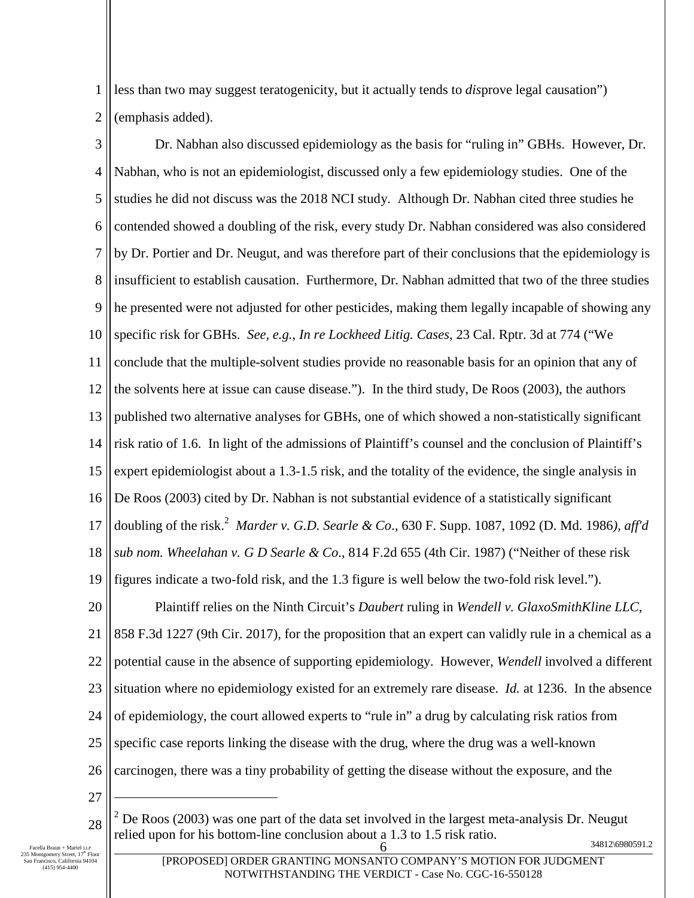less than two may suggest teratogenicity, but it actually tends to *dis*prove legal causation") (emphasis added).

Dr. Nabhan also discussed epidemiology as the basis for "ruling in" GBHs. However, Dr. Nabhan, who is not an epidemiologist, discussed only a few epidemiology studies. One of the studies he did not discuss was the 2018 NCI study. Although Dr. Nabhan cited three studies he contended showed a doubling of the risk, every study Dr. Nabhan considered was also considered by Dr. Portier and Dr. Neugut, and was therefore part of their conclusions that the epidemiology is insufficient to establish causation. Furthermore, Dr. Nabhan admitted that two of the three studies he presented were not adjusted for other pesticides, making them legally incapable of showing any specific risk for GBHs. *See, e.g.*, *In re Lockheed Litig. Cases*, 23 Cal. Rptr. 3d at 774 ("We conclude that the multiple-solvent studies provide no reasonable basis for an opinion that any of the solvents here at issue can cause disease."). In the third study, De Roos (2003), the authors published two alternative analyses for GBHs, one of which showed a non-statistically significant risk ratio of 1.6. In light of the admissions of Plaintiff's counsel and the conclusion of Plaintiff's expert epidemiologist about a 1.3-1.5 risk, and the totality of the evidence, the single analysis in De Roos (2003) cited by Dr. Nabhan is not substantial evidence of a statistically significant doubling of the risk.[2] *Marder v. G.D. Searle & Co*., 630 F. Supp. 1087, 1092 (D. Md. 1986*), aff'd sub nom. Wheelahan v. G D Searle & Co*., 814 F.2d 655 (4th Cir. 1987) ("Neither of these risk figures indicate a two-fold risk, and the 1.3 figure is well below the two-fold risk level.").

Plaintiff relies on the Ninth Circuit's *Daubert* ruling in *Wendell v. GlaxoSmithKline LLC*, 858 F.3d 1227 (9th Cir. 2017), for the proposition that an expert can validly rule in a chemical as a potential cause in the absence of supporting epidemiology. However, *Wendell* involved a different situation where no epidemiology existed for an extremely rare disease. *Id.* at 1236. In the absence of epidemiology, the court allowed experts to "rule in" a drug by calculating risk ratios from specific case reports linking the disease with the drug, where the drug was a well-known carcinogen, there was a tiny probability of getting the disease without the exposure, and the

[2] De Roos (2003) was one part of the data set involved in the largest meta-analysis Dr. Neugut relied upon for his bottom-line conclusion about a 1.3 to 1.5 risk ratio.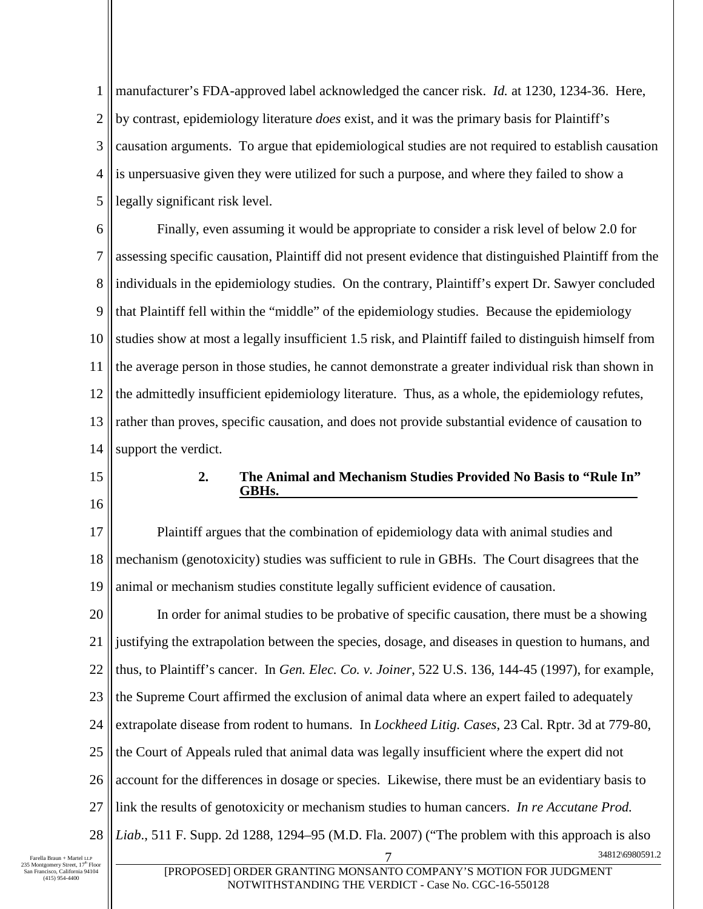manufacturer's FDA-approved label acknowledged the cancer risk. *Id.* at 1230, 1234-36. Here, by contrast, epidemiology literature *does* exist, and it was the primary basis for Plaintiff's causation arguments. To argue that epidemiological studies are not required to establish causation is unpersuasive given they were utilized for such a purpose, and where they failed to show a legally significant risk level.

Finally, even assuming it would be appropriate to consider a risk level of below 2.0 for assessing specific causation, Plaintiff did not present evidence that distinguished Plaintiff from the individuals in the epidemiology studies. On the contrary, Plaintiff's expert Dr. Sawyer concluded that Plaintiff fell within the "middle" of the epidemiology studies. Because the epidemiology studies show at most a legally insufficient 1.5 risk, and Plaintiff failed to distinguish himself from the average person in those studies, he cannot demonstrate a greater individual risk than shown in the admittedly insufficient epidemiology literature. Thus, as a whole, the epidemiology refutes, rather than proves, specific causation, and does not provide substantial evidence of causation to support the verdict.

### 2. The Animal and Mechanism Studies Provided No Basis to "Rule In" GBHs.

Plaintiff argues that the combination of epidemiology data with animal studies and mechanism (genotoxicity) studies was sufficient to rule in GBHs. The Court disagrees that the animal or mechanism studies constitute legally sufficient evidence of causation.

In order for animal studies to be probative of specific causation, there must be a showing justifying the extrapolation between the species, dosage, and diseases in question to humans, and thus, to Plaintiff's cancer. In *Gen. Elec. Co. v. Joiner*, 522 U.S. 136, 144-45 (1997), for example, the Supreme Court affirmed the exclusion of animal data where an expert failed to adequately extrapolate disease from rodent to humans. In *Lockheed Litig. Cases*, 23 Cal. Rptr. 3d at 779-80, the Court of Appeals ruled that animal data was legally insufficient where the expert did not account for the differences in dosage or species. Likewise, there must be an evidentiary basis to link the results of genotoxicity or mechanism studies to human cancers. *In re Accutane Prod. Liab.*, 511 F. Supp. 2d 1288, 1294–95 (M.D. Fla. 2007) ("The problem with this approach is also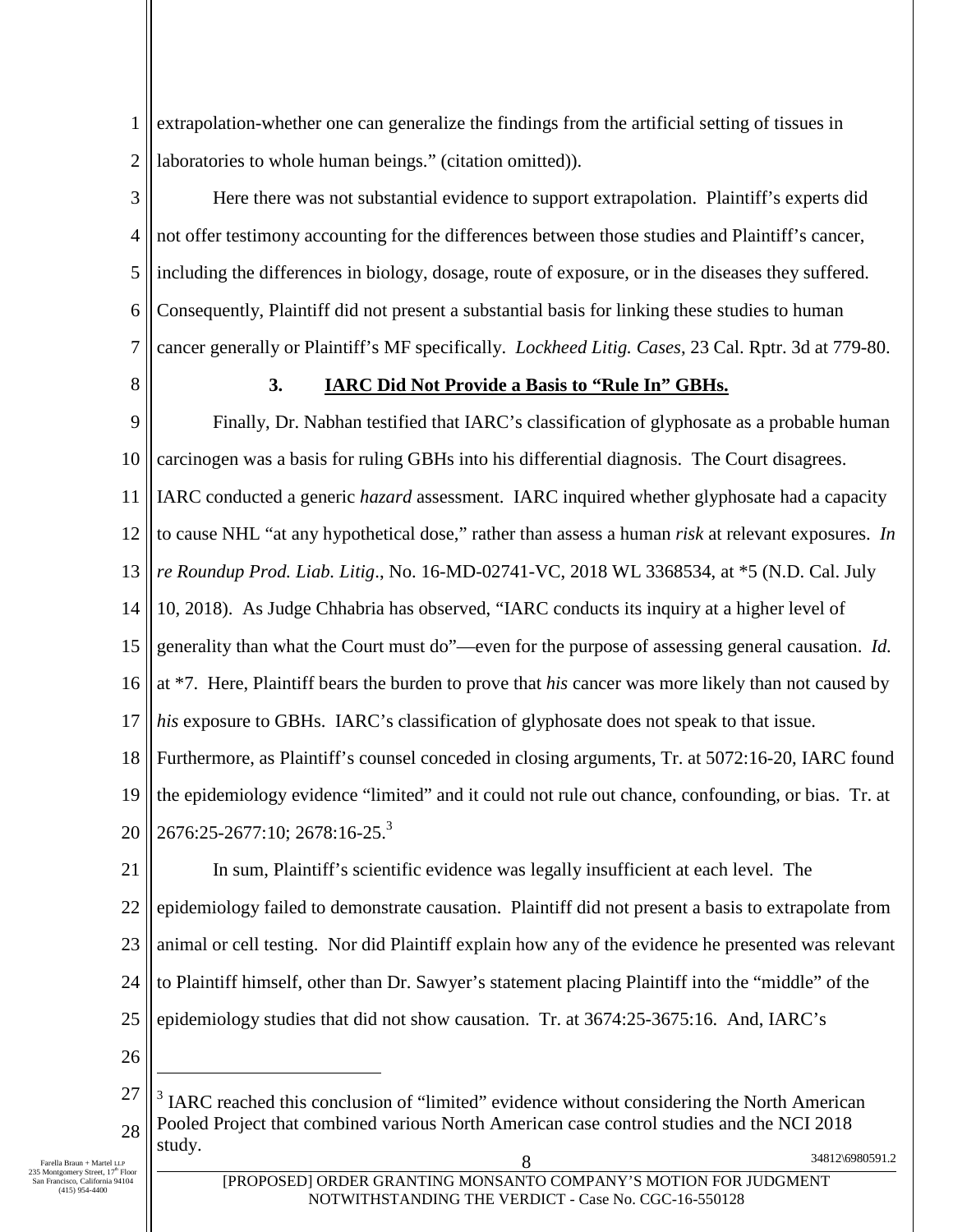extrapolation-whether one can generalize the findings from the artificial setting of tissues in laboratories to whole human beings." (citation omitted)).

Here there was not substantial evidence to support extrapolation. Plaintiff's experts did not offer testimony accounting for the differences between those studies and Plaintiff's cancer, including the differences in biology, dosage, route of exposure, or in the diseases they suffered. Consequently, Plaintiff did not present a substantial basis for linking these studies to human cancer generally or Plaintiff's MF specifically. *Lockheed Litig. Cases*, 23 Cal. Rptr. 3d at 779-80.

### 3. IARC Did Not Provide a Basis to "Rule In" GBHs.

Finally, Dr. Nabhan testified that IARC's classification of glyphosate as a probable human carcinogen was a basis for ruling GBHs into his differential diagnosis. The Court disagrees. IARC conducted a generic *hazard* assessment. IARC inquired whether glyphosate had a capacity to cause NHL "at any hypothetical dose," rather than assess a human *risk* at relevant exposures. *In re Roundup Prod. Liab. Litig*., No. 16-MD-02741-VC, 2018 WL 3368534, at *5 (N.D. Cal. July 10, 2018). As Judge Chhabria has observed, "IARC conducts its inquiry at a higher level of generality than what the Court must do"—even for the purpose of assessing general causation. *Id.* at *7. Here, Plaintiff bears the burden to prove that *his* cancer was more likely than not caused by *his* exposure to GBHs. IARC's classification of glyphosate does not speak to that issue. Furthermore, as Plaintiff's counsel conceded in closing arguments, Tr. at 5072:16-20, IARC found the epidemiology evidence "limited" and it could not rule out chance, confounding, or bias. Tr. at 2676:25-2677:10; 2678:16-25.[3]

In sum, Plaintiff's scientific evidence was legally insufficient at each level. The epidemiology failed to demonstrate causation. Plaintiff did not present a basis to extrapolate from animal or cell testing. Nor did Plaintiff explain how any of the evidence he presented was relevant to Plaintiff himself, other than Dr. Sawyer's statement placing Plaintiff into the "middle" of the epidemiology studies that did not show causation. Tr. at 3674:25-3675:16. And, IARC's

[3] IARC reached this conclusion of "limited" evidence without considering the North American Pooled Project that combined various North American case control studies and the NCI 2018 study.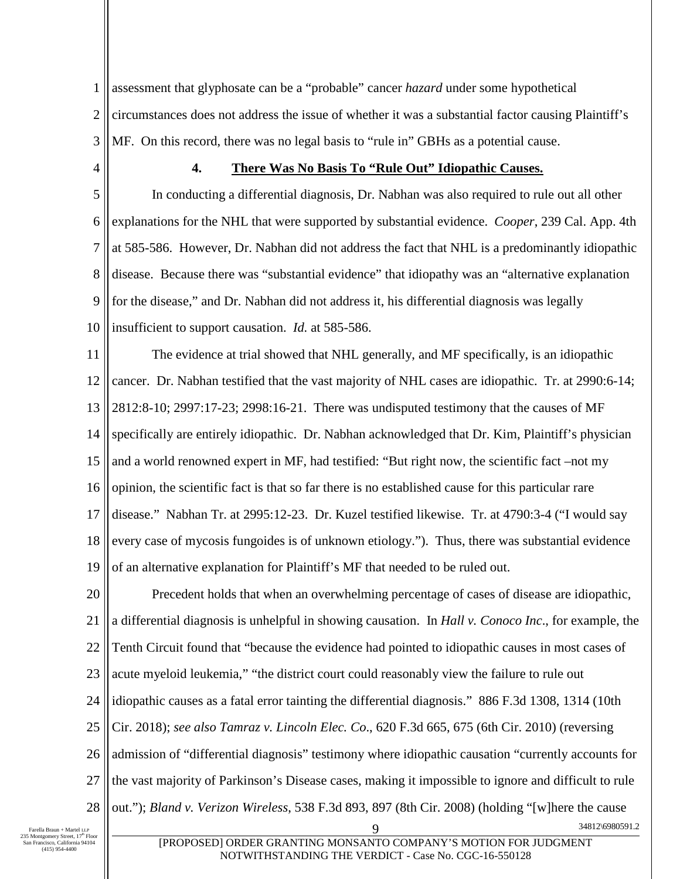assessment that glyphosate can be a "probable" cancer *hazard* under some hypothetical circumstances does not address the issue of whether it was a substantial factor causing Plaintiff's MF. On this record, there was no legal basis to "rule in" GBHs as a potential cause.

#### 4. There Was No Basis To "Rule Out" Idiopathic Causes.

In conducting a differential diagnosis, Dr. Nabhan was also required to rule out all other explanations for the NHL that were supported by substantial evidence. *Cooper*, 239 Cal. App. 4th at 585-586. However, Dr. Nabhan did not address the fact that NHL is a predominantly idiopathic disease. Because there was "substantial evidence" that idiopathy was an "alternative explanation for the disease," and Dr. Nabhan did not address it, his differential diagnosis was legally insufficient to support causation. *Id.* at 585-586.

The evidence at trial showed that NHL generally, and MF specifically, is an idiopathic cancer. Dr. Nabhan testified that the vast majority of NHL cases are idiopathic. Tr. at 2990:6-14; 2812:8-10; 2997:17-23; 2998:16-21. There was undisputed testimony that the causes of MF specifically are entirely idiopathic. Dr. Nabhan acknowledged that Dr. Kim, Plaintiff's physician and a world renowned expert in MF, had testified: "But right now, the scientific fact –not my opinion, the scientific fact is that so far there is no established cause for this particular rare disease." Nabhan Tr. at 2995:12-23. Dr. Kuzel testified likewise. Tr. at 4790:3-4 ("I would say every case of mycosis fungoides is of unknown etiology."). Thus, there was substantial evidence of an alternative explanation for Plaintiff's MF that needed to be ruled out.

Precedent holds that when an overwhelming percentage of cases of disease are idiopathic, a differential diagnosis is unhelpful in showing causation. In *Hall v. Conoco Inc*., for example, the Tenth Circuit found that "because the evidence had pointed to idiopathic causes in most cases of acute myeloid leukemia," "the district court could reasonably view the failure to rule out idiopathic causes as a fatal error tainting the differential diagnosis." 886 F.3d 1308, 1314 (10th Cir. 2018); *see also Tamraz v. Lincoln Elec. Co*., 620 F.3d 665, 675 (6th Cir. 2010) (reversing admission of "differential diagnosis" testimony where idiopathic causation "currently accounts for the vast majority of Parkinson's Disease cases, making it impossible to ignore and difficult to rule out."); *Bland v. Verizon Wireless*, 538 F.3d 893, 897 (8th Cir. 2008) (holding "[w]here the cause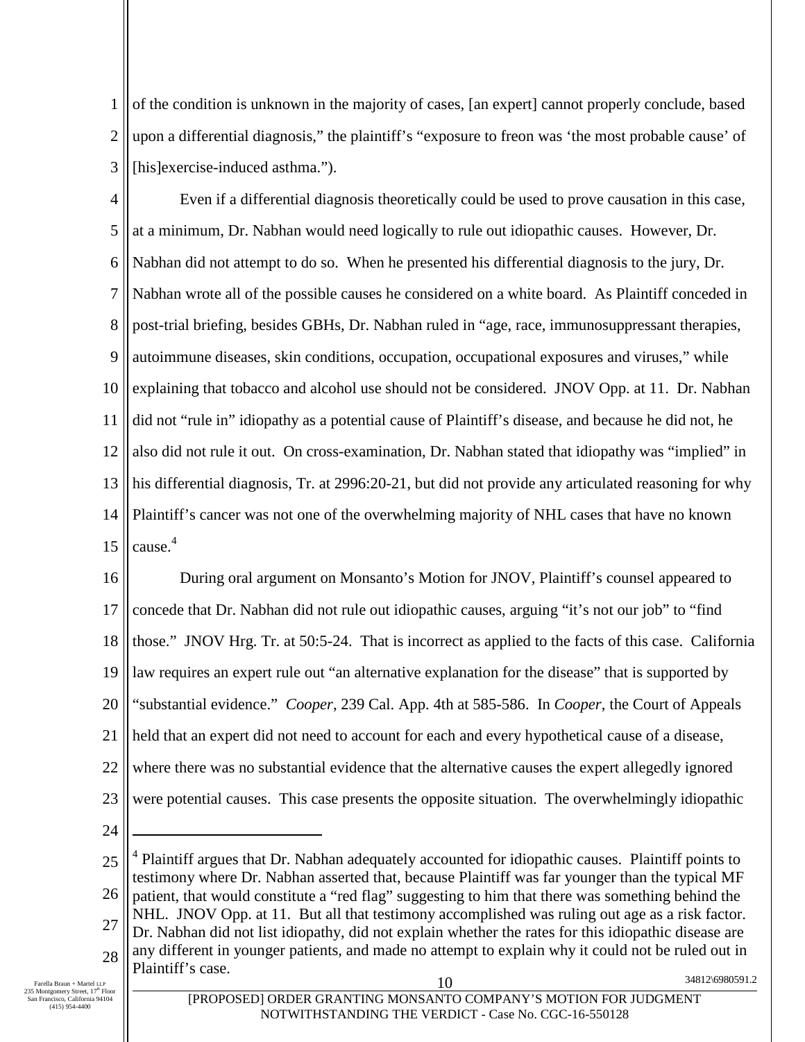of the condition is unknown in the majority of cases, [an expert] cannot properly conclude, based upon a differential diagnosis," the plaintiff's "exposure to freon was 'the most probable cause' of [his]exercise-induced asthma.").

Even if a differential diagnosis theoretically could be used to prove causation in this case, at a minimum, Dr. Nabhan would need logically to rule out idiopathic causes. However, Dr. Nabhan did not attempt to do so. When he presented his differential diagnosis to the jury, Dr. Nabhan wrote all of the possible causes he considered on a white board. As Plaintiff conceded in post-trial briefing, besides GBHs, Dr. Nabhan ruled in "age, race, immunosuppressant therapies, autoimmune diseases, skin conditions, occupation, occupational exposures and viruses," while explaining that tobacco and alcohol use should not be considered. JNOV Opp. at 11. Dr. Nabhan did not "rule in" idiopathy as a potential cause of Plaintiff's disease, and because he did not, he also did not rule it out. On cross-examination, Dr. Nabhan stated that idiopathy was "implied" in his differential diagnosis, Tr. at 2996:20-21, but did not provide any articulated reasoning for why Plaintiff's cancer was not one of the overwhelming majority of NHL cases that have no known cause.[4]

During oral argument on Monsanto's Motion for JNOV, Plaintiff's counsel appeared to concede that Dr. Nabhan did not rule out idiopathic causes, arguing "it's not our job" to "find those." JNOV Hrg. Tr. at 50:5-24. That is incorrect as applied to the facts of this case. California law requires an expert rule out "an alternative explanation for the disease" that is supported by "substantial evidence." *Cooper*, 239 Cal. App. 4th at 585-586. In *Cooper*, the Court of Appeals held that an expert did not need to account for each and every hypothetical cause of a disease, where there was no substantial evidence that the alternative causes the expert allegedly ignored were potential causes. This case presents the opposite situation. The overwhelmingly idiopathic

---

[4] Plaintiff argues that Dr. Nabhan adequately accounted for idiopathic causes. Plaintiff points to testimony where Dr. Nabhan asserted that, because Plaintiff was far younger than the typical MF patient, that would constitute a "red flag" suggesting to him that there was something behind the NHL. JNOV Opp. at 11. But all that testimony accomplished was ruling out age as a risk factor. Dr. Nabhan did not list idiopathy, did not explain whether the rates for this idiopathic disease are any different in younger patients, and made no attempt to explain why it could not be ruled out in Plaintiff's case.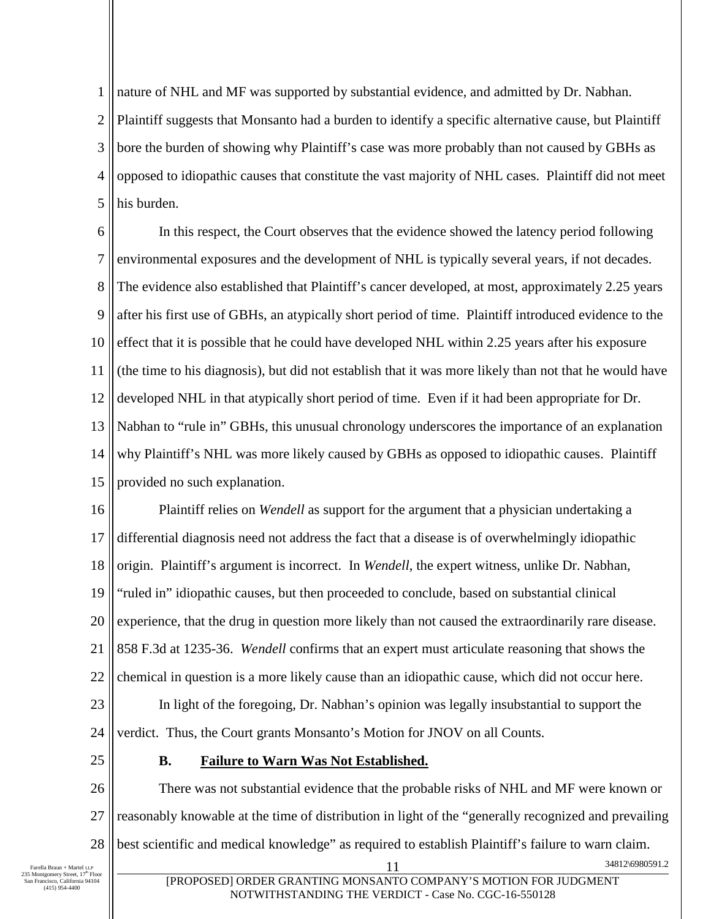nature of NHL and MF was supported by substantial evidence, and admitted by Dr. Nabhan. Plaintiff suggests that Monsanto had a burden to identify a specific alternative cause, but Plaintiff bore the burden of showing why Plaintiff's case was more probably than not caused by GBHs as opposed to idiopathic causes that constitute the vast majority of NHL cases. Plaintiff did not meet his burden.

In this respect, the Court observes that the evidence showed the latency period following environmental exposures and the development of NHL is typically several years, if not decades. The evidence also established that Plaintiff's cancer developed, at most, approximately 2.25 years after his first use of GBHs, an atypically short period of time. Plaintiff introduced evidence to the effect that it is possible that he could have developed NHL within 2.25 years after his exposure (the time to his diagnosis), but did not establish that it was more likely than not that he would have developed NHL in that atypically short period of time. Even if it had been appropriate for Dr. Nabhan to "rule in" GBHs, this unusual chronology underscores the importance of an explanation why Plaintiff's NHL was more likely caused by GBHs as opposed to idiopathic causes. Plaintiff provided no such explanation.

Plaintiff relies on *Wendell* as support for the argument that a physician undertaking a differential diagnosis need not address the fact that a disease is of overwhelmingly idiopathic origin. Plaintiff's argument is incorrect. In *Wendell*, the expert witness, unlike Dr. Nabhan, "ruled in" idiopathic causes, but then proceeded to conclude, based on substantial clinical experience, that the drug in question more likely than not caused the extraordinarily rare disease. 858 F.3d at 1235-36. *Wendell* confirms that an expert must articulate reasoning that shows the chemical in question is a more likely cause than an idiopathic cause, which did not occur here.

In light of the foregoing, Dr. Nabhan's opinion was legally insubstantial to support the verdict. Thus, the Court grants Monsanto's Motion for JNOV on all Counts.

### **B. Failure to Warn Was Not Established.**

There was not substantial evidence that the probable risks of NHL and MF were known or reasonably knowable at the time of distribution in light of the "generally recognized and prevailing best scientific and medical knowledge" as required to establish Plaintiff's failure to warn claim.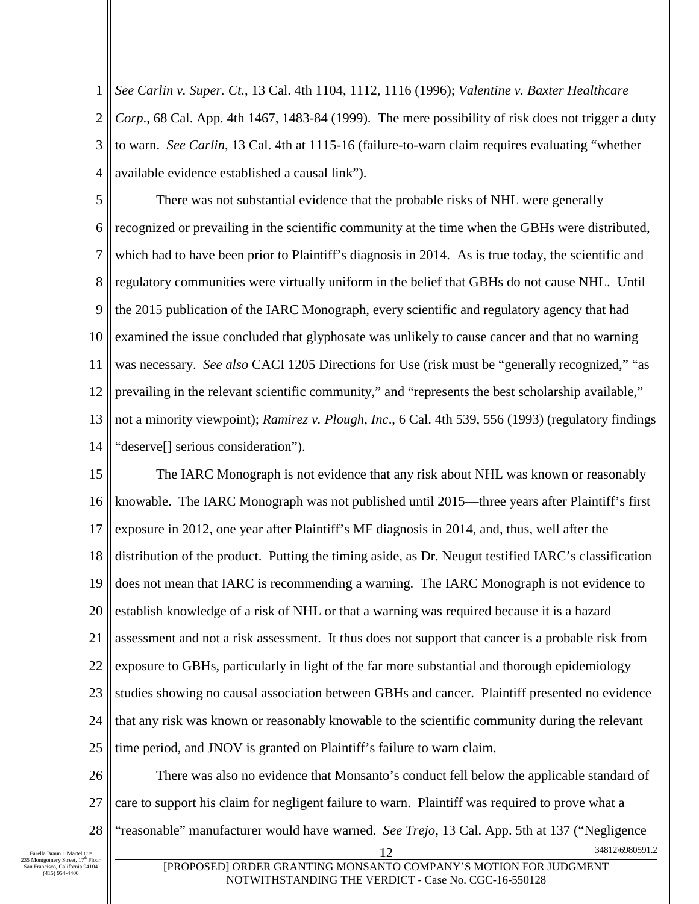*See Carlin v. Super. Ct.*, 13 Cal. 4th 1104, 1112, 1116 (1996); *Valentine v. Baxter Healthcare Corp*., 68 Cal. App. 4th 1467, 1483-84 (1999). The mere possibility of risk does not trigger a duty to warn. *See Carlin*, 13 Cal. 4th at 1115-16 (failure-to-warn claim requires evaluating "whether available evidence established a causal link").

There was not substantial evidence that the probable risks of NHL were generally recognized or prevailing in the scientific community at the time when the GBHs were distributed, which had to have been prior to Plaintiff's diagnosis in 2014. As is true today, the scientific and regulatory communities were virtually uniform in the belief that GBHs do not cause NHL. Until the 2015 publication of the IARC Monograph, every scientific and regulatory agency that had examined the issue concluded that glyphosate was unlikely to cause cancer and that no warning was necessary. *See also* CACI 1205 Directions for Use (risk must be "generally recognized," "as prevailing in the relevant scientific community," and "represents the best scholarship available," not a minority viewpoint); *Ramirez v. Plough, Inc*., 6 Cal. 4th 539, 556 (1993) (regulatory findings "deserve[] serious consideration").

The IARC Monograph is not evidence that any risk about NHL was known or reasonably knowable. The IARC Monograph was not published until 2015—three years after Plaintiff's first exposure in 2012, one year after Plaintiff's MF diagnosis in 2014, and, thus, well after the distribution of the product. Putting the timing aside, as Dr. Neugut testified IARC's classification does not mean that IARC is recommending a warning. The IARC Monograph is not evidence to establish knowledge of a risk of NHL or that a warning was required because it is a hazard assessment and not a risk assessment. It thus does not support that cancer is a probable risk from exposure to GBHs, particularly in light of the far more substantial and thorough epidemiology studies showing no causal association between GBHs and cancer. Plaintiff presented no evidence that any risk was known or reasonably knowable to the scientific community during the relevant time period, and JNOV is granted on Plaintiff's failure to warn claim.

There was also no evidence that Monsanto's conduct fell below the applicable standard of care to support his claim for negligent failure to warn. Plaintiff was required to prove what a "reasonable" manufacturer would have warned. *See Trejo*, 13 Cal. App. 5th at 137 ("Negligence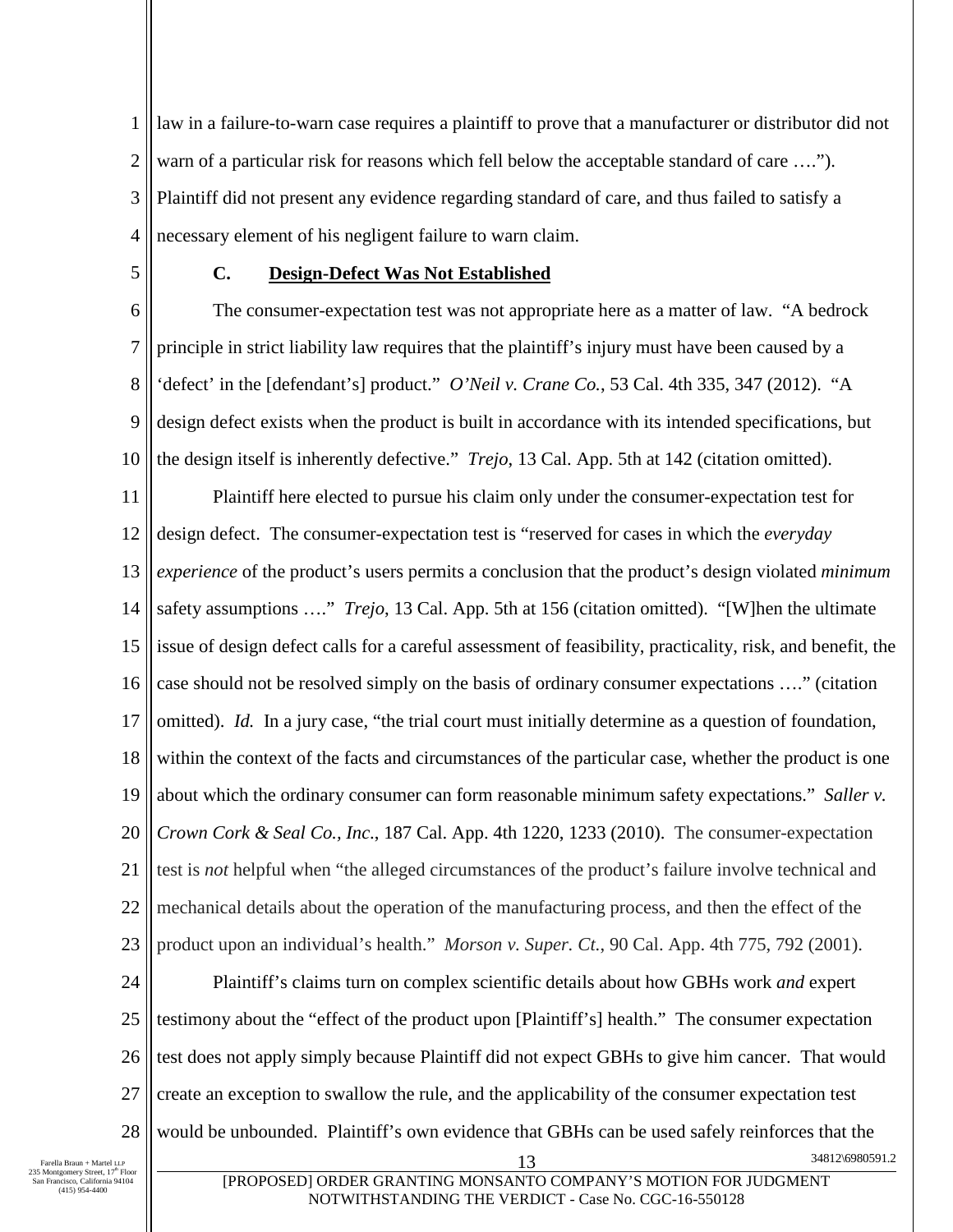law in a failure-to-warn case requires a plaintiff to prove that a manufacturer or distributor did not warn of a particular risk for reasons which fell below the acceptable standard of care ….”). Plaintiff did not present any evidence regarding standard of care, and thus failed to satisfy a necessary element of his negligent failure to warn claim.

### C. Design-Defect Was Not Established

The consumer-expectation test was not appropriate here as a matter of law. “A bedrock principle in strict liability law requires that the plaintiff’s injury must have been caused by a ‘defect’ in the [defendant’s] product.” *O’Neil v. Crane Co.*, 53 Cal. 4th 335, 347 (2012). “A design defect exists when the product is built in accordance with its intended specifications, but the design itself is inherently defective.” *Trejo*, 13 Cal. App. 5th at 142 (citation omitted).

Plaintiff here elected to pursue his claim only under the consumer-expectation test for design defect. The consumer-expectation test is “reserved for cases in which the *everyday experience* of the product’s users permits a conclusion that the product’s design violated *minimum* safety assumptions ….” *Trejo*, 13 Cal. App. 5th at 156 (citation omitted). “[W]hen the ultimate issue of design defect calls for a careful assessment of feasibility, practicality, risk, and benefit, the case should not be resolved simply on the basis of ordinary consumer expectations ….” (citation omitted). *Id.* In a jury case, “the trial court must initially determine as a question of foundation, within the context of the facts and circumstances of the particular case, whether the product is one about which the ordinary consumer can form reasonable minimum safety expectations.” *Saller v. Crown Cork & Seal Co., Inc.*, 187 Cal. App. 4th 1220, 1233 (2010). The consumer-expectation test is *not* helpful when “the alleged circumstances of the product’s failure involve technical and mechanical details about the operation of the manufacturing process, and then the effect of the product upon an individual’s health.” *Morson v. Super. Ct.*, 90 Cal. App. 4th 775, 792 (2001).

Plaintiff’s claims turn on complex scientific details about how GBHs work *and* expert testimony about the “effect of the product upon [Plaintiff’s] health.” The consumer expectation test does not apply simply because Plaintiff did not expect GBHs to give him cancer. That would create an exception to swallow the rule, and the applicability of the consumer expectation test would be unbounded. Plaintiff’s own evidence that GBHs can be used safely reinforces that the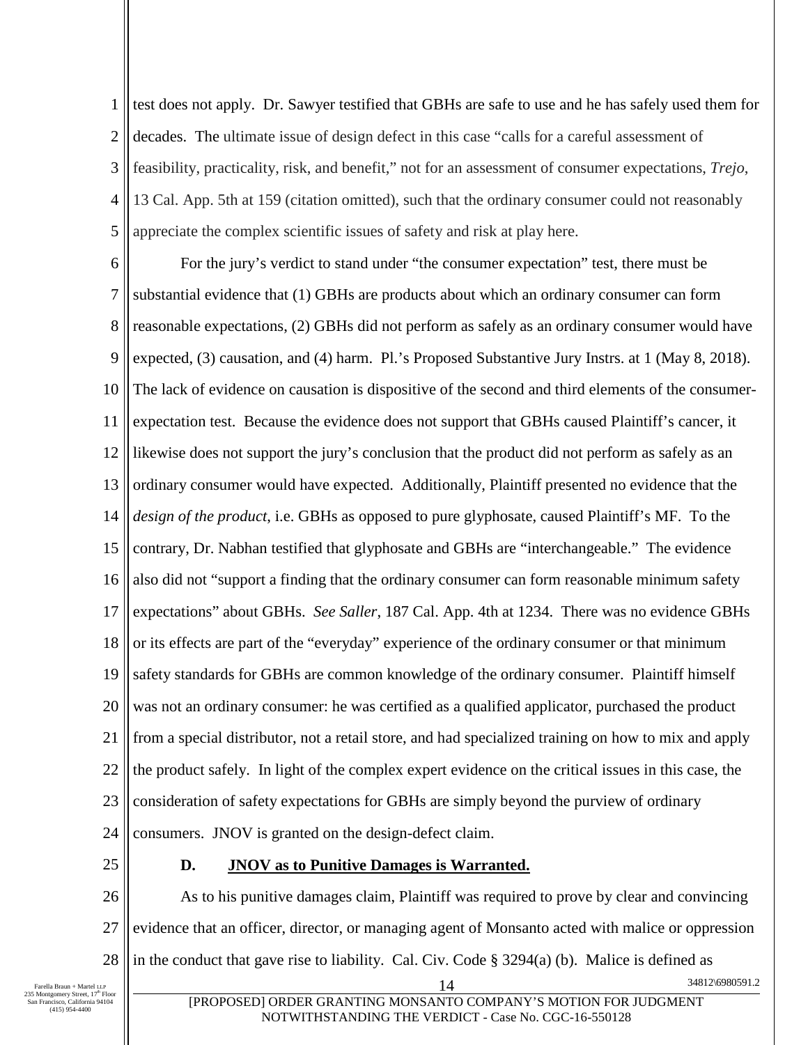test does not apply. Dr. Sawyer testified that GBHs are safe to use and he has safely used them for decades. The ultimate issue of design defect in this case "calls for a careful assessment of feasibility, practicality, risk, and benefit," not for an assessment of consumer expectations, *Trejo*, 13 Cal. App. 5th at 159 (citation omitted), such that the ordinary consumer could not reasonably appreciate the complex scientific issues of safety and risk at play here.

For the jury's verdict to stand under "the consumer expectation" test, there must be substantial evidence that (1) GBHs are products about which an ordinary consumer can form reasonable expectations, (2) GBHs did not perform as safely as an ordinary consumer would have expected, (3) causation, and (4) harm. Pl.'s Proposed Substantive Jury Instrs. at 1 (May 8, 2018). The lack of evidence on causation is dispositive of the second and third elements of the consumer-expectation test. Because the evidence does not support that GBHs caused Plaintiff's cancer, it likewise does not support the jury's conclusion that the product did not perform as safely as an ordinary consumer would have expected. Additionally, Plaintiff presented no evidence that the *design of the product*, i.e. GBHs as opposed to pure glyphosate, caused Plaintiff's MF. To the contrary, Dr. Nabhan testified that glyphosate and GBHs are "interchangeable." The evidence also did not "support a finding that the ordinary consumer can form reasonable minimum safety expectations" about GBHs. *See Saller*, 187 Cal. App. 4th at 1234. There was no evidence GBHs or its effects are part of the "everyday" experience of the ordinary consumer or that minimum safety standards for GBHs are common knowledge of the ordinary consumer. Plaintiff himself was not an ordinary consumer: he was certified as a qualified applicator, purchased the product from a special distributor, not a retail store, and had specialized training on how to mix and apply the product safely. In light of the complex expert evidence on the critical issues in this case, the consideration of safety expectations for GBHs are simply beyond the purview of ordinary consumers. JNOV is granted on the design-defect claim.

### D. JNOV as to Punitive Damages is Warranted.

As to his punitive damages claim, Plaintiff was required to prove by clear and convincing evidence that an officer, director, or managing agent of Monsanto acted with malice or oppression in the conduct that gave rise to liability. Cal. Civ. Code § 3294(a) (b). Malice is defined as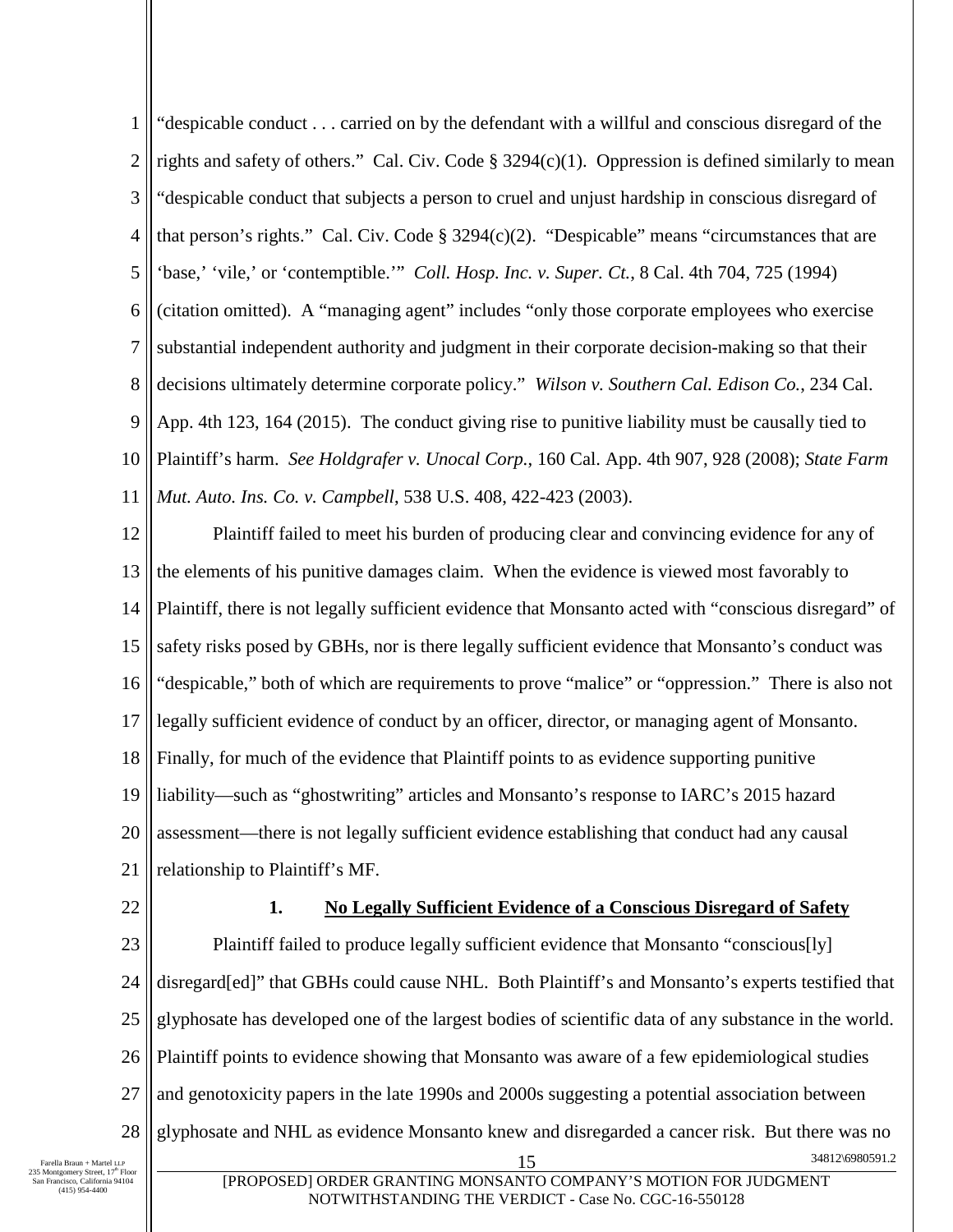"despicable conduct . . . carried on by the defendant with a willful and conscious disregard of the rights and safety of others." Cal. Civ. Code § 3294(c)(1). Oppression is defined similarly to mean "despicable conduct that subjects a person to cruel and unjust hardship in conscious disregard of that person's rights." Cal. Civ. Code § 3294(c)(2). "Despicable" means "circumstances that are 'base,' 'vile,' or 'contemptible.'" *Coll. Hosp. Inc. v. Super. Ct.*, 8 Cal. 4th 704, 725 (1994) (citation omitted). A "managing agent" includes "only those corporate employees who exercise substantial independent authority and judgment in their corporate decision-making so that their decisions ultimately determine corporate policy." *Wilson v. Southern Cal. Edison Co.*, 234 Cal. App. 4th 123, 164 (2015). The conduct giving rise to punitive liability must be causally tied to Plaintiff's harm. *See Holdgrafer v. Unocal Corp.*, 160 Cal. App. 4th 907, 928 (2008); *State Farm Mut. Auto. Ins. Co. v. Campbell*, 538 U.S. 408, 422-423 (2003).

Plaintiff failed to meet his burden of producing clear and convincing evidence for any of the elements of his punitive damages claim. When the evidence is viewed most favorably to Plaintiff, there is not legally sufficient evidence that Monsanto acted with "conscious disregard" of safety risks posed by GBHs, nor is there legally sufficient evidence that Monsanto's conduct was "despicable," both of which are requirements to prove "malice" or "oppression." There is also not legally sufficient evidence of conduct by an officer, director, or managing agent of Monsanto. Finally, for much of the evidence that Plaintiff points to as evidence supporting punitive liability—such as "ghostwriting" articles and Monsanto's response to IARC's 2015 hazard assessment—there is not legally sufficient evidence establishing that conduct had any causal relationship to Plaintiff's MF.

### 1. <u>No Legally Sufficient Evidence of a Conscious Disregard of Safety</u>

Plaintiff failed to produce legally sufficient evidence that Monsanto "conscious[ly] disregard[ed]" that GBHs could cause NHL. Both Plaintiff's and Monsanto's experts testified that glyphosate has developed one of the largest bodies of scientific data of any substance in the world. Plaintiff points to evidence showing that Monsanto was aware of a few epidemiological studies and genotoxicity papers in the late 1990s and 2000s suggesting a potential association between glyphosate and NHL as evidence Monsanto knew and disregarded a cancer risk. But there was no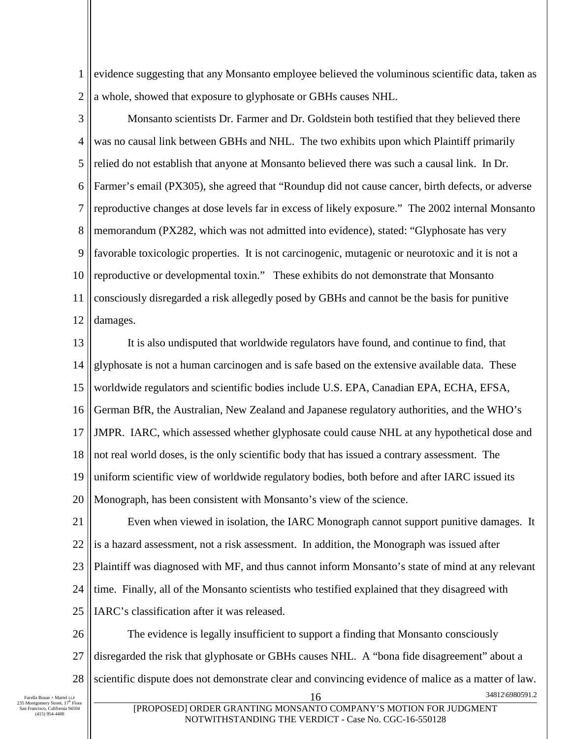evidence suggesting that any Monsanto employee believed the voluminous scientific data, taken as a whole, showed that exposure to glyphosate or GBHs causes NHL.

Monsanto scientists Dr. Farmer and Dr. Goldstein both testified that they believed there was no causal link between GBHs and NHL. The two exhibits upon which Plaintiff primarily relied do not establish that anyone at Monsanto believed there was such a causal link. In Dr. Farmer's email (PX305), she agreed that "Roundup did not cause cancer, birth defects, or adverse reproductive changes at dose levels far in excess of likely exposure." The 2002 internal Monsanto memorandum (PX282, which was not admitted into evidence), stated: "Glyphosate has very favorable toxicologic properties. It is not carcinogenic, mutagenic or neurotoxic and it is not a reproductive or developmental toxin." These exhibits do not demonstrate that Monsanto consciously disregarded a risk allegedly posed by GBHs and cannot be the basis for punitive damages.

It is also undisputed that worldwide regulators have found, and continue to find, that glyphosate is not a human carcinogen and is safe based on the extensive available data. These worldwide regulators and scientific bodies include U.S. EPA, Canadian EPA, ECHA, EFSA, German BfR, the Australian, New Zealand and Japanese regulatory authorities, and the WHO's JMPR. IARC, which assessed whether glyphosate could cause NHL at any hypothetical dose and not real world doses, is the only scientific body that has issued a contrary assessment. The uniform scientific view of worldwide regulatory bodies, both before and after IARC issued its Monograph, has been consistent with Monsanto's view of the science.

Even when viewed in isolation, the IARC Monograph cannot support punitive damages. It is a hazard assessment, not a risk assessment. In addition, the Monograph was issued after Plaintiff was diagnosed with MF, and thus cannot inform Monsanto's state of mind at any relevant time. Finally, all of the Monsanto scientists who testified explained that they disagreed with IARC's classification after it was released.

The evidence is legally insufficient to support a finding that Monsanto consciously disregarded the risk that glyphosate or GBHs causes NHL. A "bona fide disagreement" about a scientific dispute does not demonstrate clear and convincing evidence of malice as a matter of law.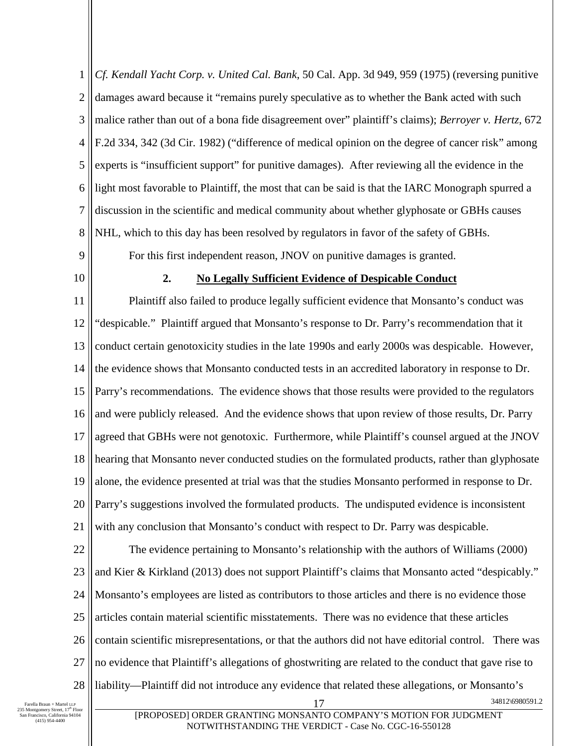*Cf. Kendall Yacht Corp. v. United Cal. Bank*, 50 Cal. App. 3d 949, 959 (1975) (reversing punitive damages award because it "remains purely speculative as to whether the Bank acted with such malice rather than out of a bona fide disagreement over" plaintiff's claims); *Berroyer v. Hertz*, 672 F.2d 334, 342 (3d Cir. 1982) ("difference of medical opinion on the degree of cancer risk" among experts is "insufficient support" for punitive damages). After reviewing all the evidence in the light most favorable to Plaintiff, the most that can be said is that the IARC Monograph spurred a discussion in the scientific and medical community about whether glyphosate or GBHs causes NHL, which to this day has been resolved by regulators in favor of the safety of GBHs.

For this first independent reason, JNOV on punitive damages is granted.

### 2. No Legally Sufficient Evidence of Despicable Conduct

Plaintiff also failed to produce legally sufficient evidence that Monsanto's conduct was "despicable." Plaintiff argued that Monsanto's response to Dr. Parry's recommendation that it conduct certain genotoxicity studies in the late 1990s and early 2000s was despicable. However, the evidence shows that Monsanto conducted tests in an accredited laboratory in response to Dr. Parry's recommendations. The evidence shows that those results were provided to the regulators and were publicly released. And the evidence shows that upon review of those results, Dr. Parry agreed that GBHs were not genotoxic. Furthermore, while Plaintiff's counsel argued at the JNOV hearing that Monsanto never conducted studies on the formulated products, rather than glyphosate alone, the evidence presented at trial was that the studies Monsanto performed in response to Dr. Parry's suggestions involved the formulated products. The undisputed evidence is inconsistent with any conclusion that Monsanto's conduct with respect to Dr. Parry was despicable.

The evidence pertaining to Monsanto's relationship with the authors of Williams (2000) and Kier & Kirkland (2013) does not support Plaintiff's claims that Monsanto acted "despicably." Monsanto's employees are listed as contributors to those articles and there is no evidence those articles contain material scientific misstatements. There was no evidence that these articles contain scientific misrepresentations, or that the authors did not have editorial control. There was no evidence that Plaintiff's allegations of ghostwriting are related to the conduct that gave rise to liability—Plaintiff did not introduce any evidence that related these allegations, or Monsanto's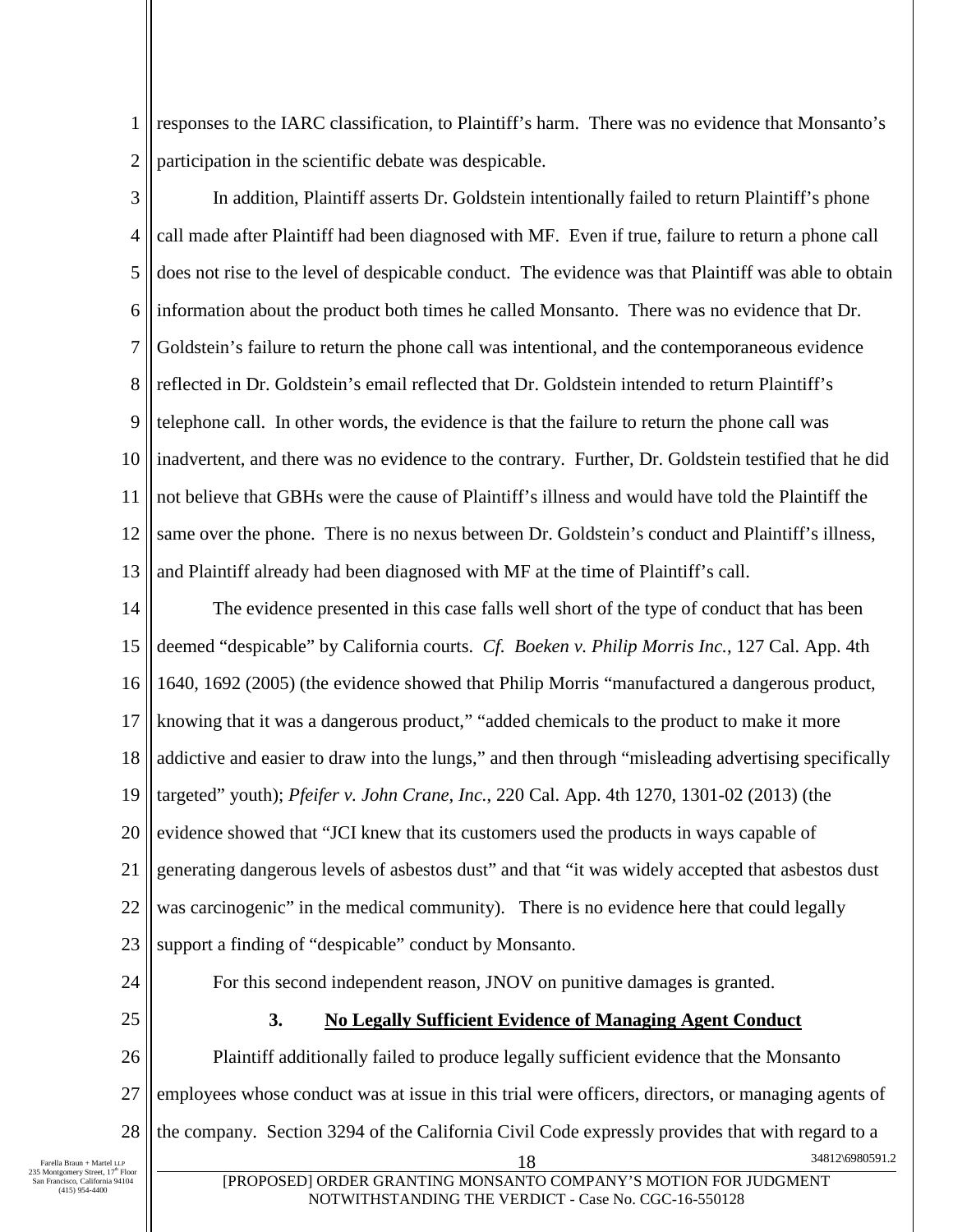responses to the IARC classification, to Plaintiff's harm. There was no evidence that Monsanto's participation in the scientific debate was despicable.

In addition, Plaintiff asserts Dr. Goldstein intentionally failed to return Plaintiff's phone call made after Plaintiff had been diagnosed with MF. Even if true, failure to return a phone call does not rise to the level of despicable conduct. The evidence was that Plaintiff was able to obtain information about the product both times he called Monsanto. There was no evidence that Dr. Goldstein's failure to return the phone call was intentional, and the contemporaneous evidence reflected in Dr. Goldstein's email reflected that Dr. Goldstein intended to return Plaintiff's telephone call. In other words, the evidence is that the failure to return the phone call was inadvertent, and there was no evidence to the contrary. Further, Dr. Goldstein testified that he did not believe that GBHs were the cause of Plaintiff's illness and would have told the Plaintiff the same over the phone. There is no nexus between Dr. Goldstein's conduct and Plaintiff's illness, and Plaintiff already had been diagnosed with MF at the time of Plaintiff's call.

The evidence presented in this case falls well short of the type of conduct that has been deemed "despicable" by California courts. *Cf. Boeken v. Philip Morris Inc.*, 127 Cal. App. 4th 1640, 1692 (2005) (the evidence showed that Philip Morris "manufactured a dangerous product, knowing that it was a dangerous product," "added chemicals to the product to make it more addictive and easier to draw into the lungs," and then through "misleading advertising specifically targeted" youth); *Pfeifer v. John Crane, Inc.*, 220 Cal. App. 4th 1270, 1301-02 (2013) (the evidence showed that "JCI knew that its customers used the products in ways capable of generating dangerous levels of asbestos dust" and that "it was widely accepted that asbestos dust was carcinogenic" in the medical community). There is no evidence here that could legally support a finding of "despicable" conduct by Monsanto.

For this second independent reason, JNOV on punitive damages is granted.

### 3. No Legally Sufficient Evidence of Managing Agent Conduct

Plaintiff additionally failed to produce legally sufficient evidence that the Monsanto employees whose conduct was at issue in this trial were officers, directors, or managing agents of the company. Section 3294 of the California Civil Code expressly provides that with regard to a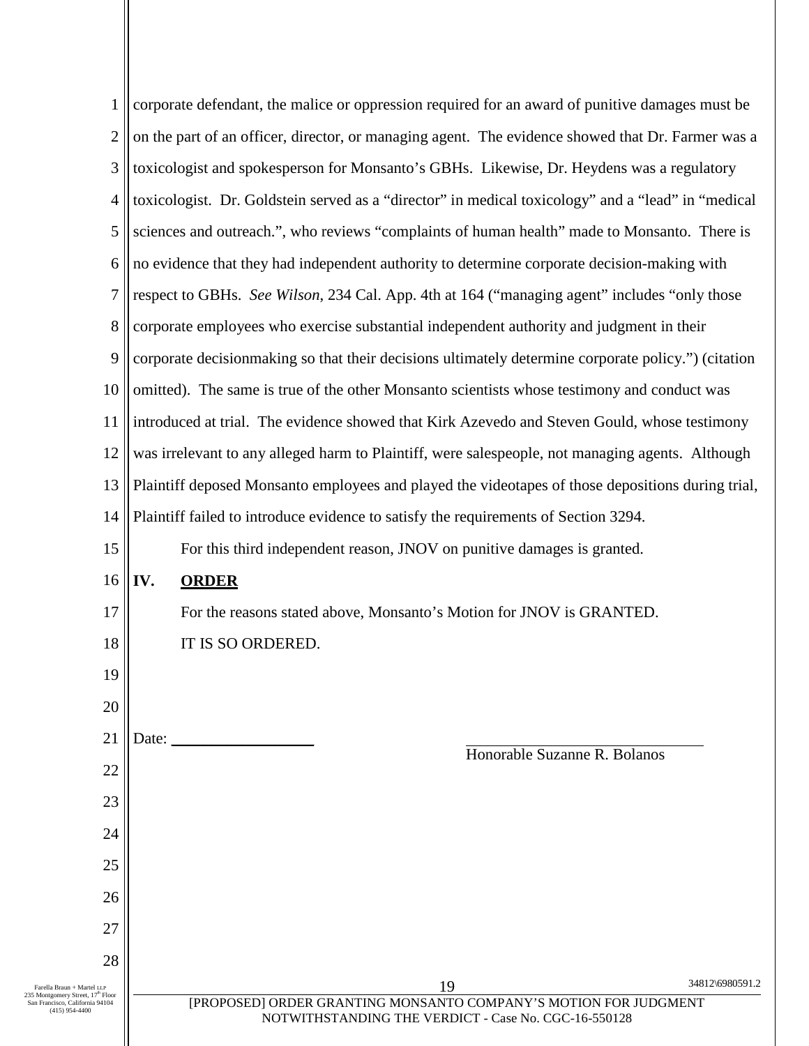corporate defendant, the malice or oppression required for an award of punitive damages must be on the part of an officer, director, or managing agent. The evidence showed that Dr. Farmer was a toxicologist and spokesperson for Monsanto's GBHs. Likewise, Dr. Heydens was a regulatory toxicologist. Dr. Goldstein served as a "director" in medical toxicology" and a "lead" in "medical sciences and outreach.", who reviews "complaints of human health" made to Monsanto. There is no evidence that they had independent authority to determine corporate decision-making with respect to GBHs. *See Wilson*, 234 Cal. App. 4th at 164 ("managing agent" includes "only those corporate employees who exercise substantial independent authority and judgment in their corporate decisionmaking so that their decisions ultimately determine corporate policy.") (citation omitted). The same is true of the other Monsanto scientists whose testimony and conduct was introduced at trial. The evidence showed that Kirk Azevedo and Steven Gould, whose testimony was irrelevant to any alleged harm to Plaintiff, were salespeople, not managing agents. Although Plaintiff deposed Monsanto employees and played the videotapes of those depositions during trial, Plaintiff failed to introduce evidence to satisfy the requirements of Section 3294.

For this third independent reason, JNOV on punitive damages is granted.

## IV. **ORDER**

For the reasons stated above, Monsanto's Motion for JNOV is GRANTED.

IT IS SO ORDERED.

Date: ___________________

\_\_\_\_\_\_\_\_\_\_\_\_\_\_\_\_\_\_\_\_\_\_\_\_\_\_\_\_\_\_\_\_
Honorable Suzanne R. Bolanos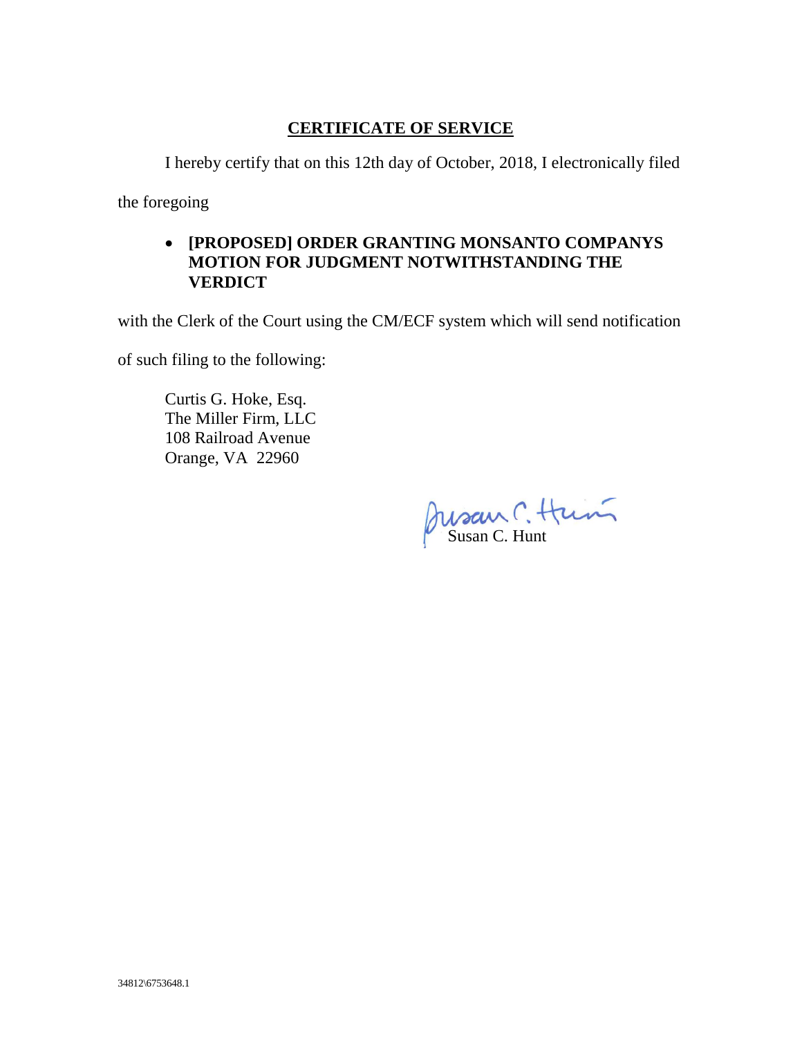## CERTIFICATE OF SERVICE

I hereby certify that on this 12th day of October, 2018, I electronically filed the foregoing

- **[PROPOSED] ORDER GRANTING MONSANTO COMPANYS MOTION FOR JUDGMENT NOTWITHSTANDING THE VERDICT**

with the Clerk of the Court using the CM/ECF system which will send notification of such filing to the following:

Curtis G. Hoke, Esq.
The Miller Firm, LLC
108 Railroad Avenue
Orange, VA 22960

Susan C. Hunt

34812\6753648.1